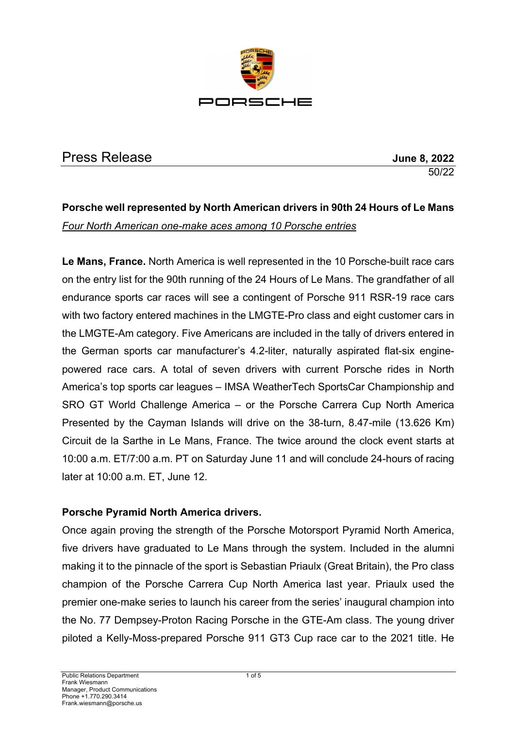PORSCHE

Press Release **June 8, 2022**

50/22

**Porsche well represented by North American drivers in 90th 24 Hours of Le Mans**

*Four North American one-make aces among 10 Porsche entries*

**Le Mans, France.** North America is well represented in the 10 Porsche-built race cars on the entry list for the 90th running of the 24 Hours of Le Mans. The grandfather of all endurance sports car races will see a contingent of Porsche 911 RSR-19 race cars with two factory entered machines in the LMGTE-Pro class and eight customer cars in the LMGTE-Am category. Five Americans are included in the tally of drivers entered in the German sports car manufacturer's 4.2-liter, naturally aspirated flat-six engine-powered race cars. A total of seven drivers with current Porsche rides in North America's top sports car leagues – IMSA WeatherTech SportsCar Championship and SRO GT World Challenge America – or the Porsche Carrera Cup North America Presented by the Cayman Islands will drive on the 38-turn, 8.47-mile (13.626 Km) Circuit de la Sarthe in Le Mans, France. The twice around the clock event starts at 10:00 a.m. ET/7:00 a.m. PT on Saturday June 11 and will conclude 24-hours of racing later at 10:00 a.m. ET, June 12.

**Porsche Pyramid North America drivers.**

Once again proving the strength of the Porsche Motorsport Pyramid North America, five drivers have graduated to Le Mans through the system. Included in the alumni making it to the pinnacle of the sport is Sebastian Priaulx (Great Britain), the Pro class champion of the Porsche Carrera Cup North America last year. Priaulx used the premier one-make series to launch his career from the series' inaugural champion into the No. 77 Dempsey-Proton Racing Porsche in the GTE-Am class. The young driver piloted a Kelly-Moss-prepared Porsche 911 GT3 Cup race car to the 2021 title. He

Public Relations Department
Frank Wiesmann
Manager, Product Communications
Phone +1.770.290.3414
Frank.wiesmann@porsche.us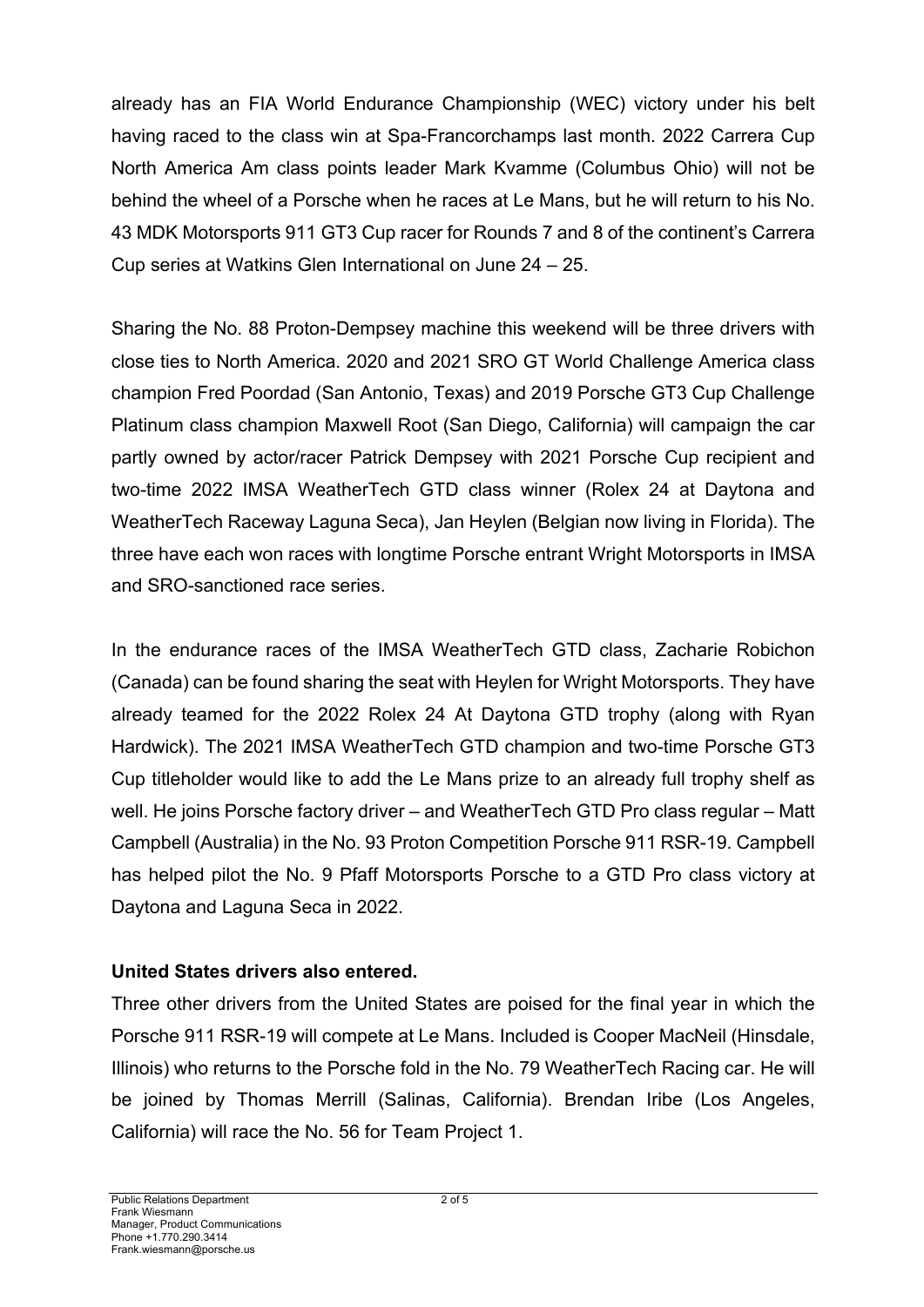already has an FIA World Endurance Championship (WEC) victory under his belt having raced to the class win at Spa-Francorchamps last month. 2022 Carrera Cup North America Am class points leader Mark Kvamme (Columbus Ohio) will not be behind the wheel of a Porsche when he races at Le Mans, but he will return to his No. 43 MDK Motorsports 911 GT3 Cup racer for Rounds 7 and 8 of the continent's Carrera Cup series at Watkins Glen International on June 24 – 25.

Sharing the No. 88 Proton-Dempsey machine this weekend will be three drivers with close ties to North America. 2020 and 2021 SRO GT World Challenge America class champion Fred Poordad (San Antonio, Texas) and 2019 Porsche GT3 Cup Challenge Platinum class champion Maxwell Root (San Diego, California) will campaign the car partly owned by actor/racer Patrick Dempsey with 2021 Porsche Cup recipient and two-time 2022 IMSA WeatherTech GTD class winner (Rolex 24 at Daytona and WeatherTech Raceway Laguna Seca), Jan Heylen (Belgian now living in Florida). The three have each won races with longtime Porsche entrant Wright Motorsports in IMSA and SRO-sanctioned race series.

In the endurance races of the IMSA WeatherTech GTD class, Zacharie Robichon (Canada) can be found sharing the seat with Heylen for Wright Motorsports. They have already teamed for the 2022 Rolex 24 At Daytona GTD trophy (along with Ryan Hardwick). The 2021 IMSA WeatherTech GTD champion and two-time Porsche GT3 Cup titleholder would like to add the Le Mans prize to an already full trophy shelf as well. He joins Porsche factory driver – and WeatherTech GTD Pro class regular – Matt Campbell (Australia) in the No. 93 Proton Competition Porsche 911 RSR-19. Campbell has helped pilot the No. 9 Pfaff Motorsports Porsche to a GTD Pro class victory at Daytona and Laguna Seca in 2022.

**United States drivers also entered.**

Three other drivers from the United States are poised for the final year in which the Porsche 911 RSR-19 will compete at Le Mans. Included is Cooper MacNeil (Hinsdale, Illinois) who returns to the Porsche fold in the No. 79 WeatherTech Racing car. He will be joined by Thomas Merrill (Salinas, California). Brendan Iribe (Los Angeles, California) will race the No. 56 for Team Project 1.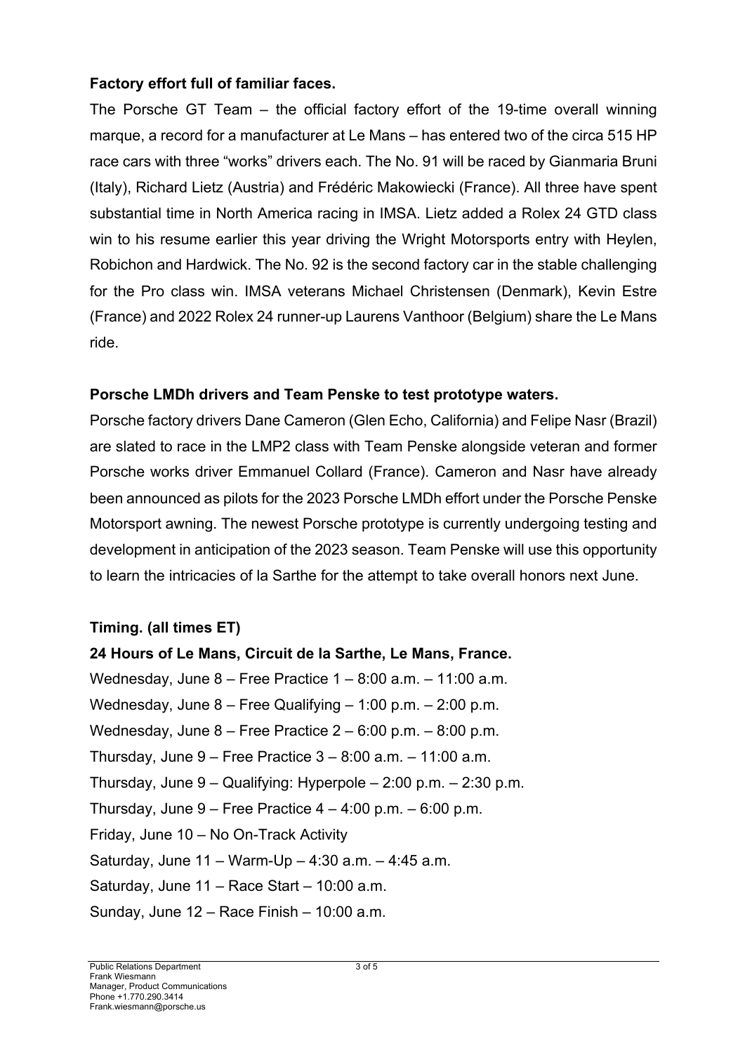**Factory effort full of familiar faces.**

The Porsche GT Team – the official factory effort of the 19-time overall winning marque, a record for a manufacturer at Le Mans – has entered two of the circa 515 HP race cars with three "works" drivers each. The No. 91 will be raced by Gianmaria Bruni (Italy), Richard Lietz (Austria) and Frédéric Makowiecki (France). All three have spent substantial time in North America racing in IMSA. Lietz added a Rolex 24 GTD class win to his resume earlier this year driving the Wright Motorsports entry with Heylen, Robichon and Hardwick. The No. 92 is the second factory car in the stable challenging for the Pro class win. IMSA veterans Michael Christensen (Denmark), Kevin Estre (France) and 2022 Rolex 24 runner-up Laurens Vanthoor (Belgium) share the Le Mans ride.

**Porsche LMDh drivers and Team Penske to test prototype waters.**

Porsche factory drivers Dane Cameron (Glen Echo, California) and Felipe Nasr (Brazil) are slated to race in the LMP2 class with Team Penske alongside veteran and former Porsche works driver Emmanuel Collard (France). Cameron and Nasr have already been announced as pilots for the 2023 Porsche LMDh effort under the Porsche Penske Motorsport awning. The newest Porsche prototype is currently undergoing testing and development in anticipation of the 2023 season. Team Penske will use this opportunity to learn the intricacies of la Sarthe for the attempt to take overall honors next June.

**Timing. (all times ET)**

**24 Hours of Le Mans, Circuit de la Sarthe, Le Mans, France.**

Wednesday, June 8 – Free Practice 1 – 8:00 a.m. – 11:00 a.m.
Wednesday, June 8 – Free Qualifying – 1:00 p.m. – 2:00 p.m.
Wednesday, June 8 – Free Practice 2 – 6:00 p.m. – 8:00 p.m.
Thursday, June 9 – Free Practice 3 – 8:00 a.m. – 11:00 a.m.
Thursday, June 9 – Qualifying: Hyperpole – 2:00 p.m. – 2:30 p.m.
Thursday, June 9 – Free Practice 4 – 4:00 p.m. – 6:00 p.m.
Friday, June 10 – No On-Track Activity
Saturday, June 11 – Warm-Up – 4:30 a.m. – 4:45 a.m.
Saturday, June 11 – Race Start – 10:00 a.m.
Sunday, June 12 – Race Finish – 10:00 a.m.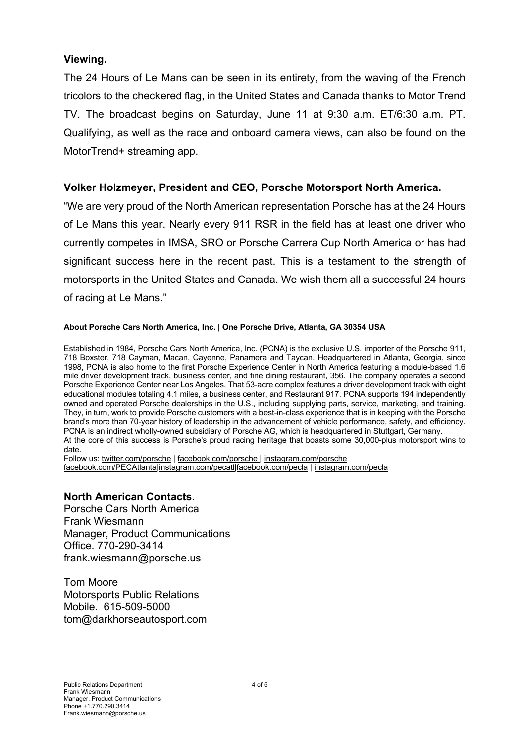**Viewing.**

The 24 Hours of Le Mans can be seen in its entirety, from the waving of the French tricolors to the checkered flag, in the United States and Canada thanks to Motor Trend TV. The broadcast begins on Saturday, June 11 at 9:30 a.m. ET/6:30 a.m. PT. Qualifying, as well as the race and onboard camera views, can also be found on the MotorTrend+ streaming app.

**Volker Holzmeyer, President and CEO, Porsche Motorsport North America.**

"We are very proud of the North American representation Porsche has at the 24 Hours of Le Mans this year. Nearly every 911 RSR in the field has at least one driver who currently competes in IMSA, SRO or Porsche Carrera Cup North America or has had significant success here in the recent past. This is a testament to the strength of motorsports in the United States and Canada. We wish them all a successful 24 hours of racing at Le Mans."

**About Porsche Cars North America, Inc. | One Porsche Drive, Atlanta, GA 30354 USA**

Established in 1984, Porsche Cars North America, Inc. (PCNA) is the exclusive U.S. importer of the Porsche 911, 718 Boxster, 718 Cayman, Macan, Cayenne, Panamera and Taycan. Headquartered in Atlanta, Georgia, since 1998, PCNA is also home to the first Porsche Experience Center in North America featuring a module-based 1.6 mile driver development track, business center, and fine dining restaurant, 356. The company operates a second Porsche Experience Center near Los Angeles. That 53-acre complex features a driver development track with eight educational modules totaling 4.1 miles, a business center, and Restaurant 917. PCNA supports 194 independently owned and operated Porsche dealerships in the U.S., including supplying parts, service, marketing, and training. They, in turn, work to provide Porsche customers with a best-in-class experience that is in keeping with the Porsche brand's more than 70-year history of leadership in the advancement of vehicle performance, safety, and efficiency. PCNA is an indirect wholly-owned subsidiary of Porsche AG, which is headquartered in Stuttgart, Germany.
At the core of this success is Porsche's proud racing heritage that boasts some 30,000-plus motorsport wins to date.

Follow us: twitter.com/porsche | facebook.com/porsche | instagram.com/porsche
facebook.com/PECAtlanta|instagram.com/pecatl|facebook.com/pecla | instagram.com/pecla

**North American Contacts.**

Porsche Cars North America
Frank Wiesmann
Manager, Product Communications
Office. 770-290-3414
frank.wiesmann@porsche.us

Tom Moore
Motorsports Public Relations
Mobile. 615-509-5000
tom@darkhorseautosport.com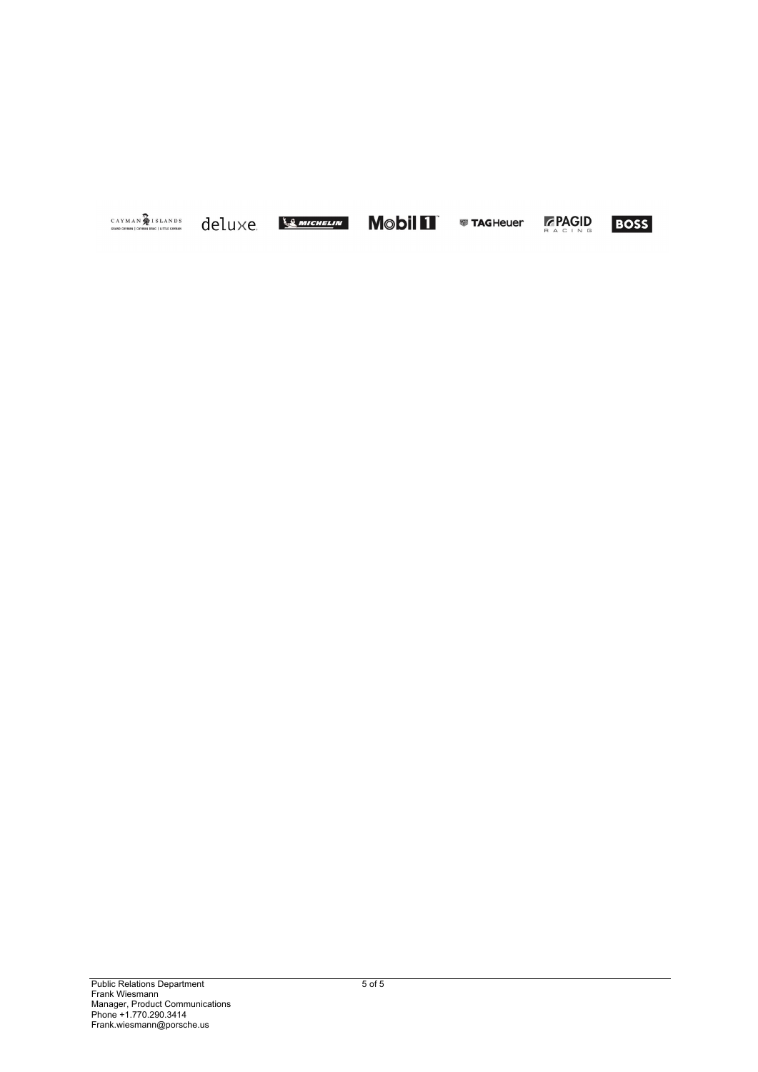CAYMAN ISLANDS GRAND CAYMAN | CAYMAN BRAC | LITTLE CAYMAN deluxe. MICHELIN Mobil 1 TAGHeuer PAGID RACING BOSS